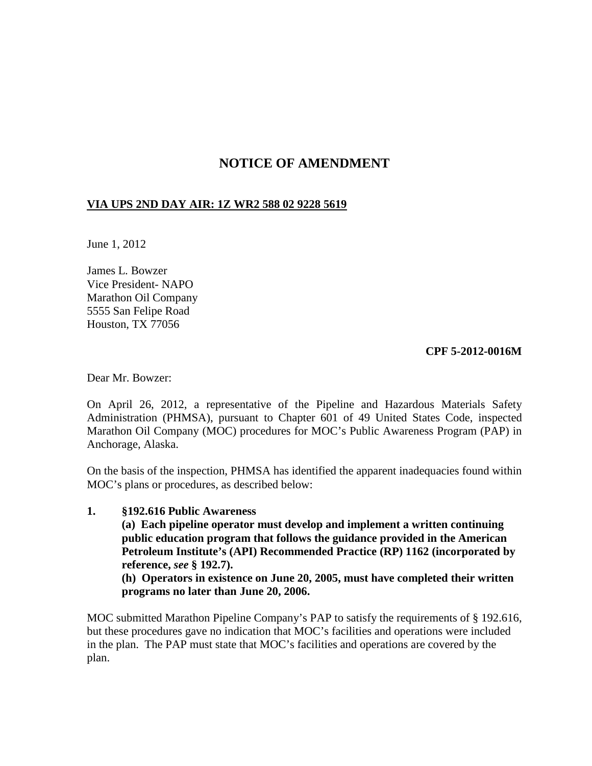# NOTICE OF AMENDMENT

**VIA UPS 2ND DAY AIR: 1Z WR2 588 02 9228 5619**

June 1, 2012

James L. Bowzer
Vice President- NAPO
Marathon Oil Company
5555 San Felipe Road
Houston, TX 77056

**CPF 5-2012-0016M**

Dear Mr. Bowzer:

On April 26, 2012, a representative of the Pipeline and Hazardous Materials Safety Administration (PHMSA), pursuant to Chapter 601 of 49 United States Code, inspected Marathon Oil Company (MOC) procedures for MOC's Public Awareness Program (PAP) in Anchorage, Alaska.

On the basis of the inspection, PHMSA has identified the apparent inadequacies found within MOC's plans or procedures, as described below:

1. **§192.616 Public Awareness**

   **(a) Each pipeline operator must develop and implement a written continuing public education program that follows the guidance provided in the American Petroleum Institute's (API) Recommended Practice (RP) 1162 (incorporated by reference, *see* § 192.7).**

   **(h) Operators in existence on June 20, 2005, must have completed their written programs no later than June 20, 2006.**

MOC submitted Marathon Pipeline Company's PAP to satisfy the requirements of § 192.616, but these procedures gave no indication that MOC's facilities and operations were included in the plan. The PAP must state that MOC's facilities and operations are covered by the plan.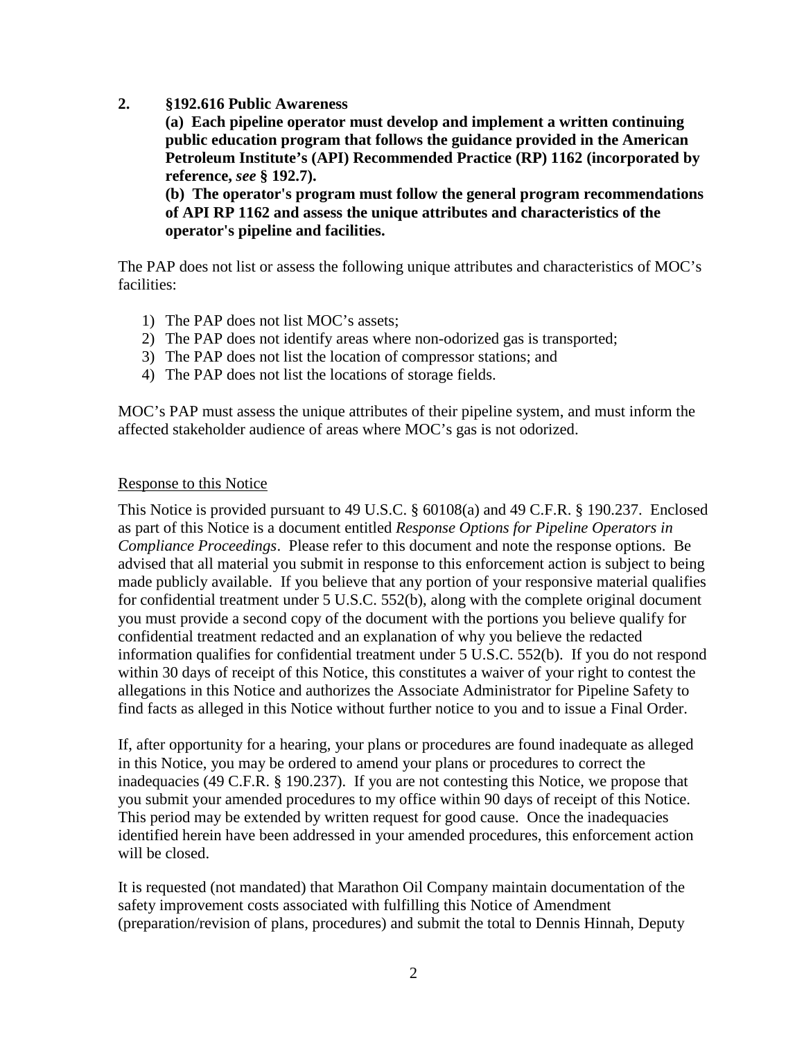**2. §192.616 Public Awareness**

**(a) Each pipeline operator must develop and implement a written continuing public education program that follows the guidance provided in the American Petroleum Institute's (API) Recommended Practice (RP) 1162 (incorporated by reference, *see* § 192.7).**

**(b) The operator's program must follow the general program recommendations of API RP 1162 and assess the unique attributes and characteristics of the operator's pipeline and facilities.**

The PAP does not list or assess the following unique attributes and characteristics of MOC's facilities:

1) The PAP does not list MOC's assets;
2) The PAP does not identify areas where non-odorized gas is transported;
3) The PAP does not list the location of compressor stations; and
4) The PAP does not list the locations of storage fields.

MOC's PAP must assess the unique attributes of their pipeline system, and must inform the affected stakeholder audience of areas where MOC's gas is not odorized.

<u>Response to this Notice</u>

This Notice is provided pursuant to 49 U.S.C. § 60108(a) and 49 C.F.R. § 190.237. Enclosed as part of this Notice is a document entitled *Response Options for Pipeline Operators in Compliance Proceedings*. Please refer to this document and note the response options. Be advised that all material you submit in response to this enforcement action is subject to being made publicly available. If you believe that any portion of your responsive material qualifies for confidential treatment under 5 U.S.C. 552(b), along with the complete original document you must provide a second copy of the document with the portions you believe qualify for confidential treatment redacted and an explanation of why you believe the redacted information qualifies for confidential treatment under 5 U.S.C. 552(b). If you do not respond within 30 days of receipt of this Notice, this constitutes a waiver of your right to contest the allegations in this Notice and authorizes the Associate Administrator for Pipeline Safety to find facts as alleged in this Notice without further notice to you and to issue a Final Order.

If, after opportunity for a hearing, your plans or procedures are found inadequate as alleged in this Notice, you may be ordered to amend your plans or procedures to correct the inadequacies (49 C.F.R. § 190.237). If you are not contesting this Notice, we propose that you submit your amended procedures to my office within 90 days of receipt of this Notice. This period may be extended by written request for good cause. Once the inadequacies identified herein have been addressed in your amended procedures, this enforcement action will be closed.

It is requested (not mandated) that Marathon Oil Company maintain documentation of the safety improvement costs associated with fulfilling this Notice of Amendment (preparation/revision of plans, procedures) and submit the total to Dennis Hinnah, Deputy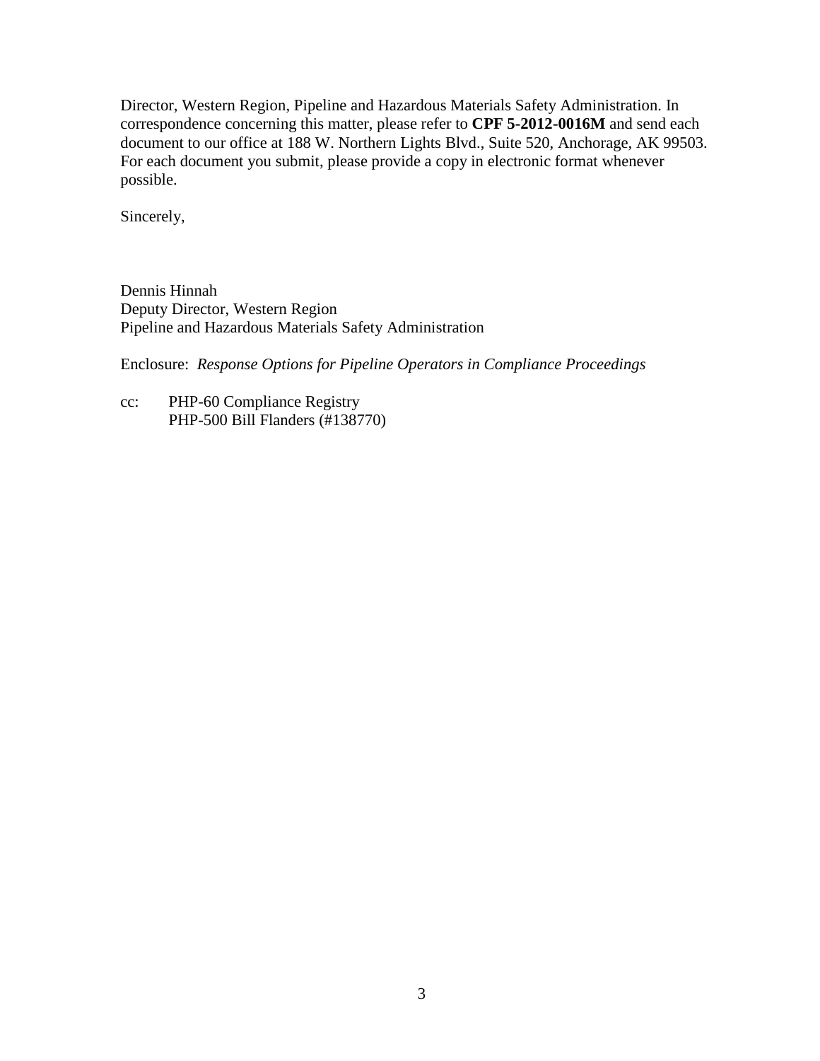Director, Western Region, Pipeline and Hazardous Materials Safety Administration. In correspondence concerning this matter, please refer to **CPF 5-2012-0016M** and send each document to our office at 188 W. Northern Lights Blvd., Suite 520, Anchorage, AK 99503. For each document you submit, please provide a copy in electronic format whenever possible.

Sincerely,

Dennis Hinnah
Deputy Director, Western Region
Pipeline and Hazardous Materials Safety Administration

Enclosure: *Response Options for Pipeline Operators in Compliance Proceedings*

cc: PHP-60 Compliance Registry
PHP-500 Bill Flanders (#138770)